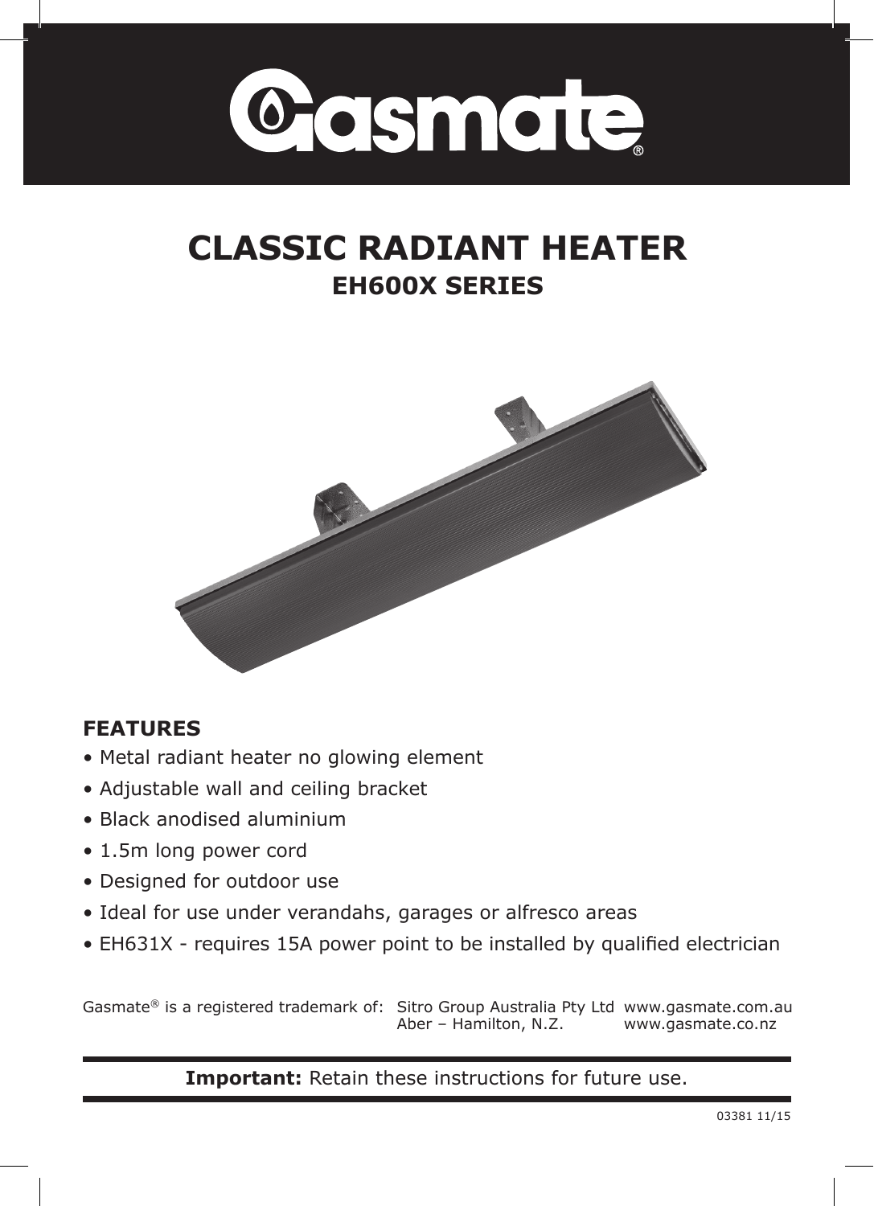# Gasmate®

# CLASSIC RADIANT HEATER

## EH600X SERIES

### FEATURES

- Metal radiant heater no glowing element
- Adjustable wall and ceiling bracket
- Black anodised aluminium
- 1.5m long power cord
- Designed for outdoor use
- Ideal for use under verandahs, garages or alfresco areas
- EH631X - requires 15A power point to be installed by qualified electrician

Gasmate® is a registered trademark of: Sitro Group Australia Pty Ltd www.gasmate.com.au
Aber – Hamilton, N.Z. www.gasmate.co.nz

**Important:** Retain these instructions for future use.

03381 11/15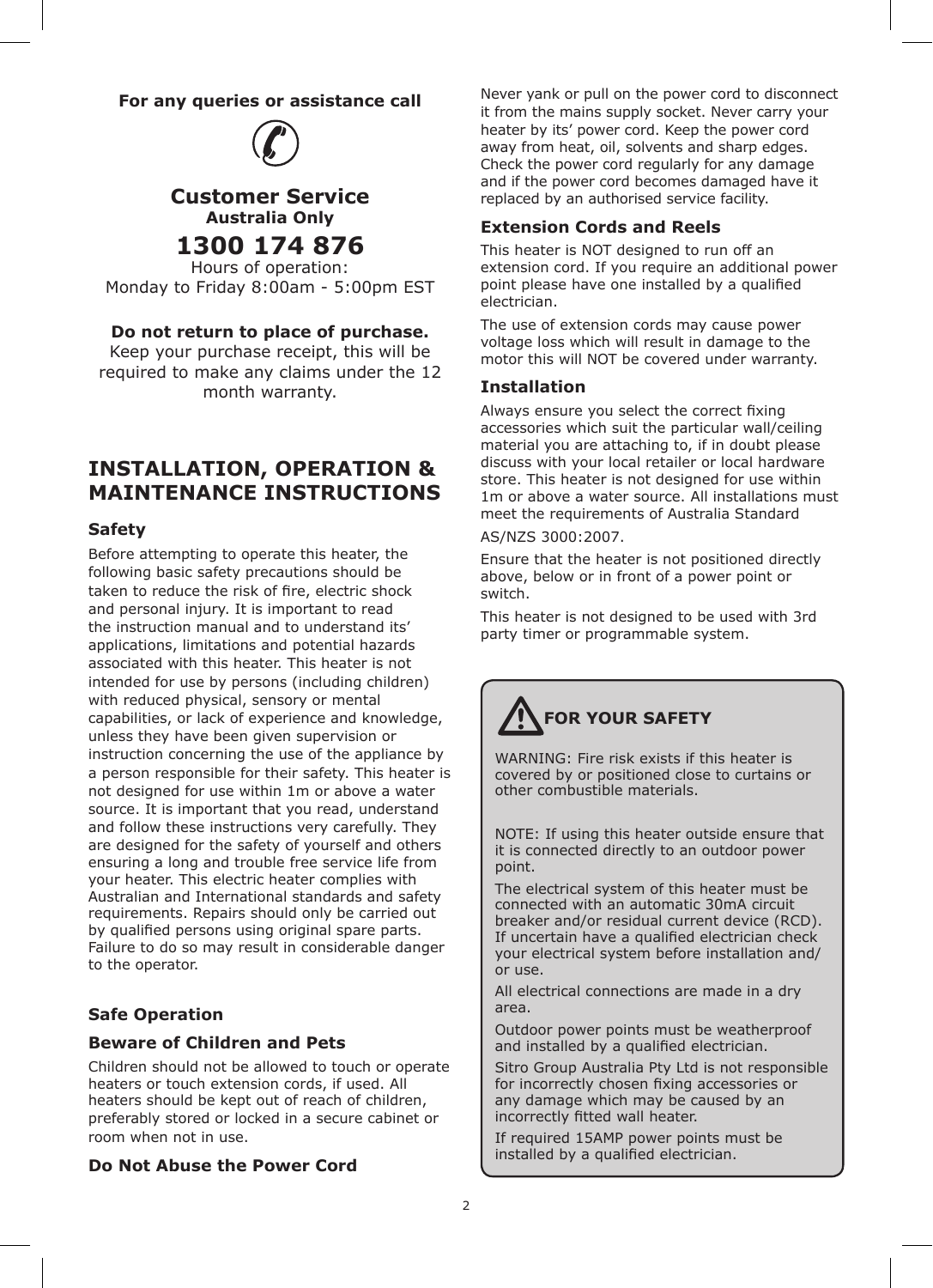**For any queries or assistance call**

## Customer Service

**Australia Only**

## 1300 174 876

Hours of operation:
Monday to Friday 8:00am - 5:00pm EST

**Do not return to place of purchase.**
Keep your purchase receipt, this will be required to make any claims under the 12 month warranty.

# INSTALLATION, OPERATION & MAINTENANCE INSTRUCTIONS

### Safety

Before attempting to operate this heater, the following basic safety precautions should be taken to reduce the risk of fire, electric shock and personal injury. It is important to read the instruction manual and to understand its' applications, limitations and potential hazards associated with this heater. This heater is not intended for use by persons (including children) with reduced physical, sensory or mental capabilities, or lack of experience and knowledge, unless they have been given supervision or instruction concerning the use of the appliance by a person responsible for their safety. This heater is not designed for use within 1m or above a water source. It is important that you read, understand and follow these instructions very carefully. They are designed for the safety of yourself and others ensuring a long and trouble free service life from your heater. This electric heater complies with Australian and International standards and safety requirements. Repairs should only be carried out by qualified persons using original spare parts. Failure to do so may result in considerable danger to the operator.

### Safe Operation

### Beware of Children and Pets

Children should not be allowed to touch or operate heaters or touch extension cords, if used. All heaters should be kept out of reach of children, preferably stored or locked in a secure cabinet or room when not in use.

### Do Not Abuse the Power Cord

Never yank or pull on the power cord to disconnect it from the mains supply socket. Never carry your heater by its' power cord. Keep the power cord away from heat, oil, solvents and sharp edges. Check the power cord regularly for any damage and if the power cord becomes damaged have it replaced by an authorised service facility.

### Extension Cords and Reels

This heater is NOT designed to run off an extension cord. If you require an additional power point please have one installed by a qualified electrician.

The use of extension cords may cause power voltage loss which will result in damage to the motor this will NOT be covered under warranty.

### Installation

Always ensure you select the correct fixing accessories which suit the particular wall/ceiling material you are attaching to, if in doubt please discuss with your local retailer or local hardware store. This heater is not designed for use within 1m or above a water source. All installations must meet the requirements of Australia Standard

AS/NZS 3000:2007.

Ensure that the heater is not positioned directly above, below or in front of a power point or switch.

This heater is not designed to be used with 3rd party timer or programmable system.

**FOR YOUR SAFETY**

WARNING: Fire risk exists if this heater is covered by or positioned close to curtains or other combustible materials.

NOTE: If using this heater outside ensure that it is connected directly to an outdoor power point.

The electrical system of this heater must be connected with an automatic 30mA circuit breaker and/or residual current device (RCD). If uncertain have a qualified electrician check your electrical system before installation and/or use.

All electrical connections are made in a dry area.

Outdoor power points must be weatherproof and installed by a qualified electrician.

Sitro Group Australia Pty Ltd is not responsible for incorrectly chosen fixing accessories or any damage which may be caused by an incorrectly fitted wall heater.

If required 15AMP power points must be installed by a qualified electrician.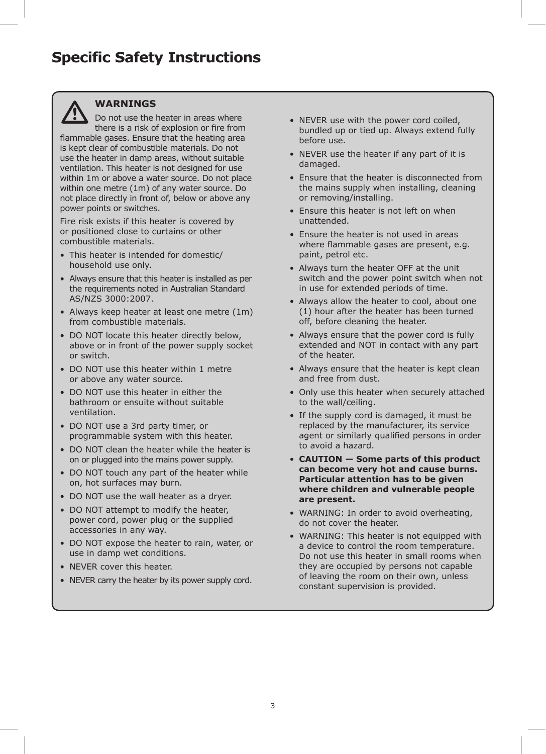# Specific Safety Instructions

**WARNINGS**

Do not use the heater in areas where there is a risk of explosion or fire from flammable gases. Ensure that the heating area is kept clear of combustible materials. Do not use the heater in damp areas, without suitable ventilation. This heater is not designed for use within 1m or above a water source. Do not place within one metre (1m) of any water source. Do not place directly in front of, below or above any power points or switches.

Fire risk exists if this heater is covered by or positioned close to curtains or other combustible materials.

- This heater is intended for domestic/ household use only.
- Always ensure that this heater is installed as per the requirements noted in Australian Standard AS/NZS 3000:2007.
- Always keep heater at least one metre (1m) from combustible materials.
- DO NOT locate this heater directly below, above or in front of the power supply socket or switch.
- DO NOT use this heater within 1 metre or above any water source.
- DO NOT use this heater in either the bathroom or ensuite without suitable ventilation.
- DO NOT use a 3rd party timer, or programmable system with this heater.
- DO NOT clean the heater while the heater is on or plugged into the mains power supply.
- DO NOT touch any part of the heater while on, hot surfaces may burn.
- DO NOT use the wall heater as a dryer.
- DO NOT attempt to modify the heater, power cord, power plug or the supplied accessories in any way.
- DO NOT expose the heater to rain, water, or use in damp wet conditions.
- NEVER cover this heater.
- NEVER carry the heater by its power supply cord.
- NEVER use with the power cord coiled, bundled up or tied up. Always extend fully before use.
- NEVER use the heater if any part of it is damaged.
- Ensure that the heater is disconnected from the mains supply when installing, cleaning or removing/installing.
- Ensure this heater is not left on when unattended.
- Ensure the heater is not used in areas where flammable gases are present, e.g. paint, petrol etc.
- Always turn the heater OFF at the unit switch and the power point switch when not in use for extended periods of time.
- Always allow the heater to cool, about one (1) hour after the heater has been turned off, before cleaning the heater.
- Always ensure that the power cord is fully extended and NOT in contact with any part of the heater.
- Always ensure that the heater is kept clean and free from dust.
- Only use this heater when securely attached to the wall/ceiling.
- If the supply cord is damaged, it must be replaced by the manufacturer, its service agent or similarly qualified persons in order to avoid a hazard.
- **CAUTION — Some parts of this product can become very hot and cause burns. Particular attention has to be given where children and vulnerable people are present.**
- WARNING: In order to avoid overheating, do not cover the heater.
- WARNING: This heater is not equipped with a device to control the room temperature. Do not use this heater in small rooms when they are occupied by persons not capable of leaving the room on their own, unless constant supervision is provided.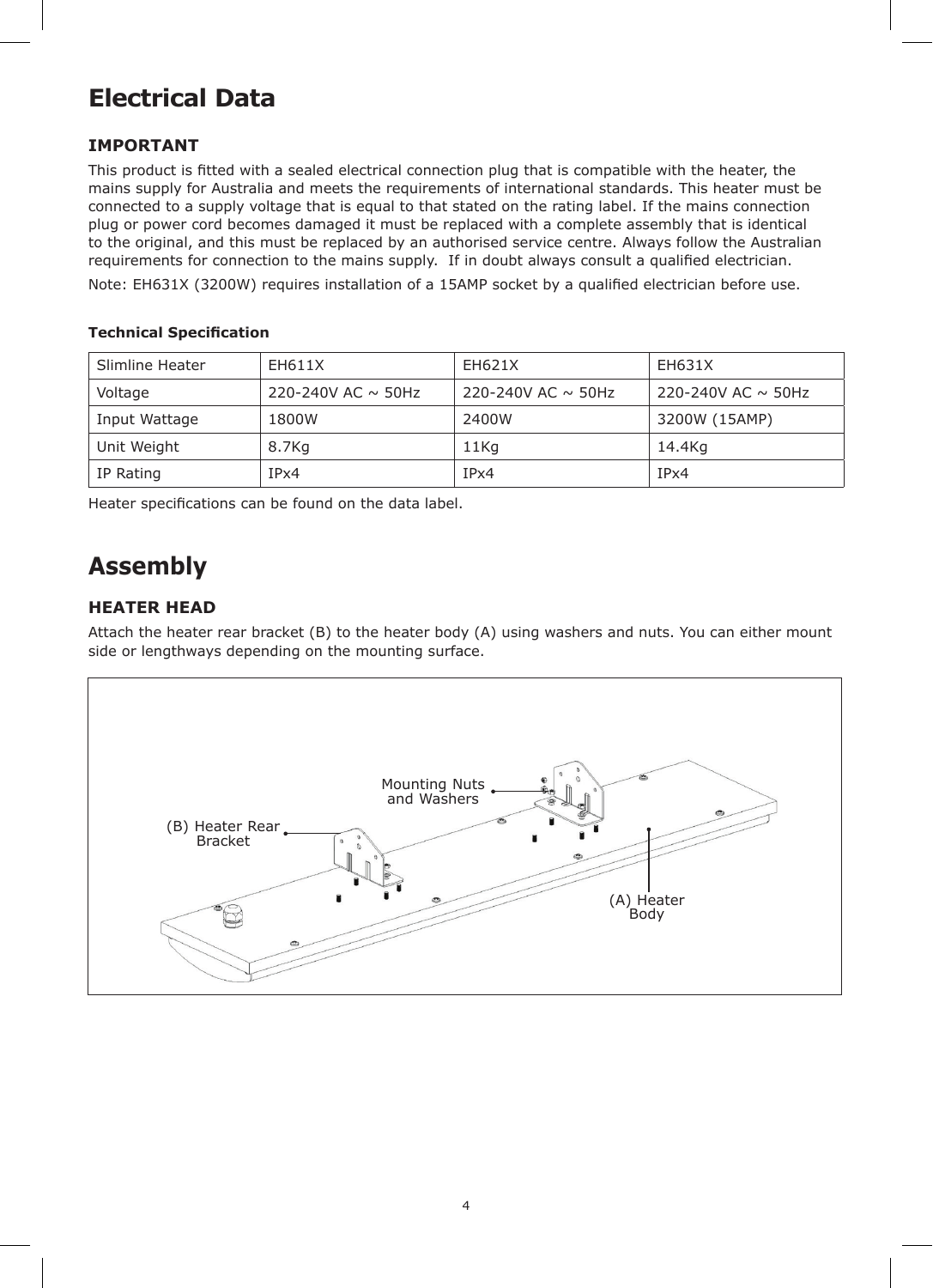# Electrical Data

### IMPORTANT

This product is fitted with a sealed electrical connection plug that is compatible with the heater, the mains supply for Australia and meets the requirements of international standards. This heater must be connected to a supply voltage that is equal to that stated on the rating label. If the mains connection plug or power cord becomes damaged it must be replaced with a complete assembly that is identical to the original, and this must be replaced by an authorised service centre. Always follow the Australian requirements for connection to the mains supply. If in doubt always consult a qualified electrician.

Note: EH631X (3200W) requires installation of a 15AMP socket by a qualified electrician before use.

**Technical Specification**

| Slimline Heater | EH611X | EH621X | EH631X |
|---|---|---|---|
| Voltage | 220-240V AC ~ 50Hz | 220-240V AC ~ 50Hz | 220-240V AC ~ 50Hz |
| Input Wattage | 1800W | 2400W | 3200W (15AMP) |
| Unit Weight | 8.7Kg | 11Kg | 14.4Kg |
| IP Rating | IPx4 | IPx4 | IPx4 |

Heater specifications can be found on the data label.

# Assembly

### HEATER HEAD

Attach the heater rear bracket (B) to the heater body (A) using washers and nuts. You can either mount side or lengthways depending on the mounting surface.

Mounting Nuts and Washers

(B) Heater Rear Bracket

(A) Heater Body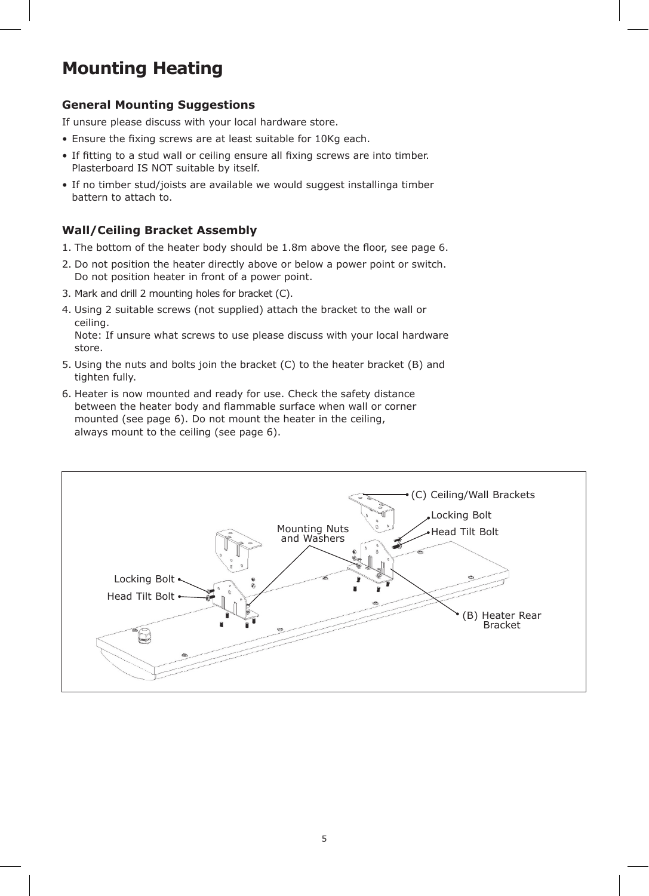# Mounting Heating

### General Mounting Suggestions

If unsure please discuss with your local hardware store.

- Ensure the fixing screws are at least suitable for 10Kg each.
- If fitting to a stud wall or ceiling ensure all fixing screws are into timber. Plasterboard IS NOT suitable by itself.
- If no timber stud/joists are available we would suggest installinga timber battern to attach to.

### Wall/Ceiling Bracket Assembly

1. The bottom of the heater body should be 1.8m above the floor, see page 6.
2. Do not position the heater directly above or below a power point or switch. Do not position heater in front of a power point.
3. Mark and drill 2 mounting holes for bracket (C).
4. Using 2 suitable screws (not supplied) attach the bracket to the wall or ceiling.
   Note: If unsure what screws to use please discuss with your local hardware store.
5. Using the nuts and bolts join the bracket (C) to the heater bracket (B) and tighten fully.
6. Heater is now mounted and ready for use. Check the safety distance between the heater body and flammable surface when wall or corner mounted (see page 6). Do not mount the heater in the ceiling, always mount to the ceiling (see page 6).

(C) Ceiling/Wall Brackets

Locking Bolt

Head Tilt Bolt

Mounting Nuts and Washers

Locking Bolt

Head Tilt Bolt

(B) Heater Rear Bracket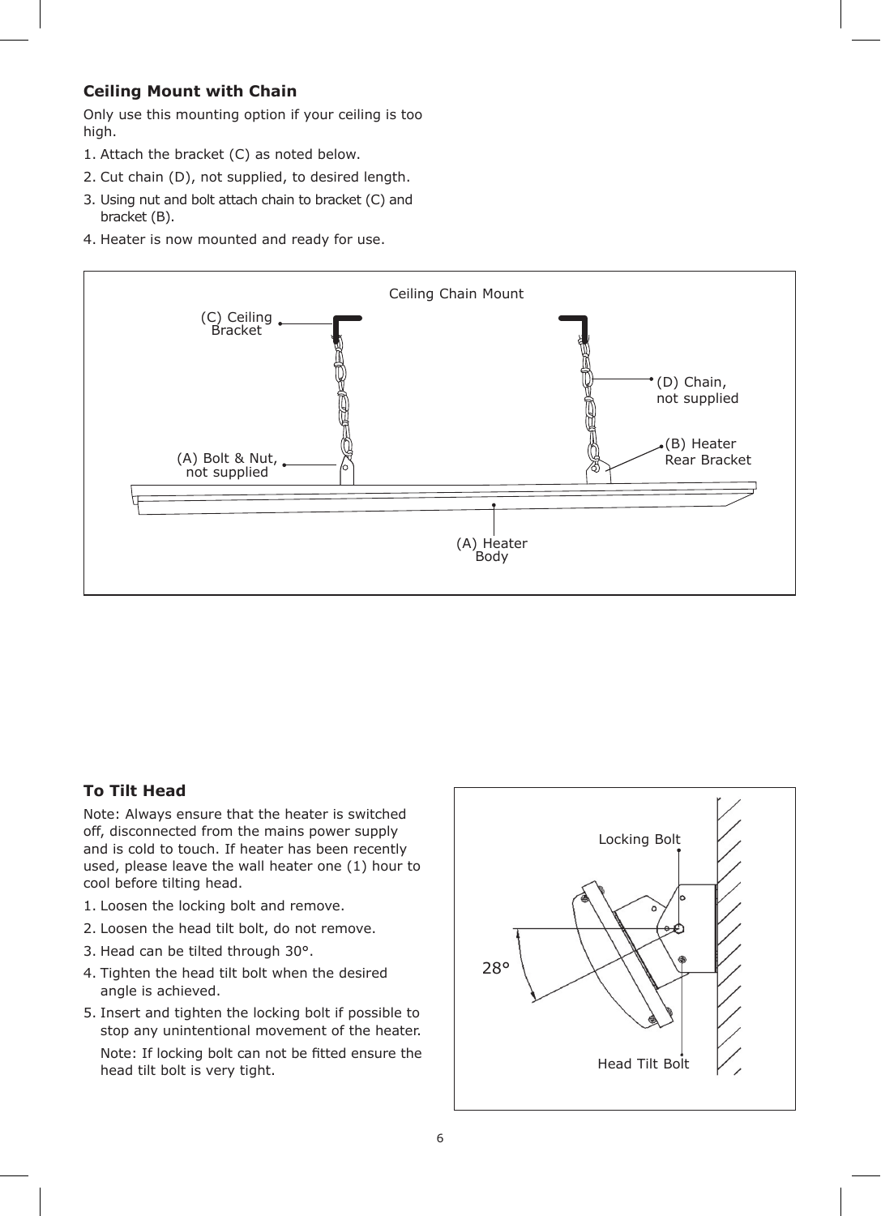### Ceiling Mount with Chain

Only use this mounting option if your ceiling is too high.

1. Attach the bracket (C) as noted below.
2. Cut chain (D), not supplied, to desired length.
3. Using nut and bolt attach chain to bracket (C) and bracket (B).
4. Heater is now mounted and ready for use.

Ceiling Chain Mount

(C) Ceiling Bracket

(D) Chain, not supplied

(B) Heater Rear Bracket

(A) Bolt & Nut, not supplied

(A) Heater Body

### To Tilt Head

Note: Always ensure that the heater is switched off, disconnected from the mains power supply and is cold to touch. If heater has been recently used, please leave the wall heater one (1) hour to cool before tilting head.

1. Loosen the locking bolt and remove.
2. Loosen the head tilt bolt, do not remove.
3. Head can be tilted through 30°.
4. Tighten the head tilt bolt when the desired angle is achieved.
5. Insert and tighten the locking bolt if possible to stop any unintentional movement of the heater.

   Note: If locking bolt can not be fitted ensure the head tilt bolt is very tight.

Locking Bolt

28°

Head Tilt Bolt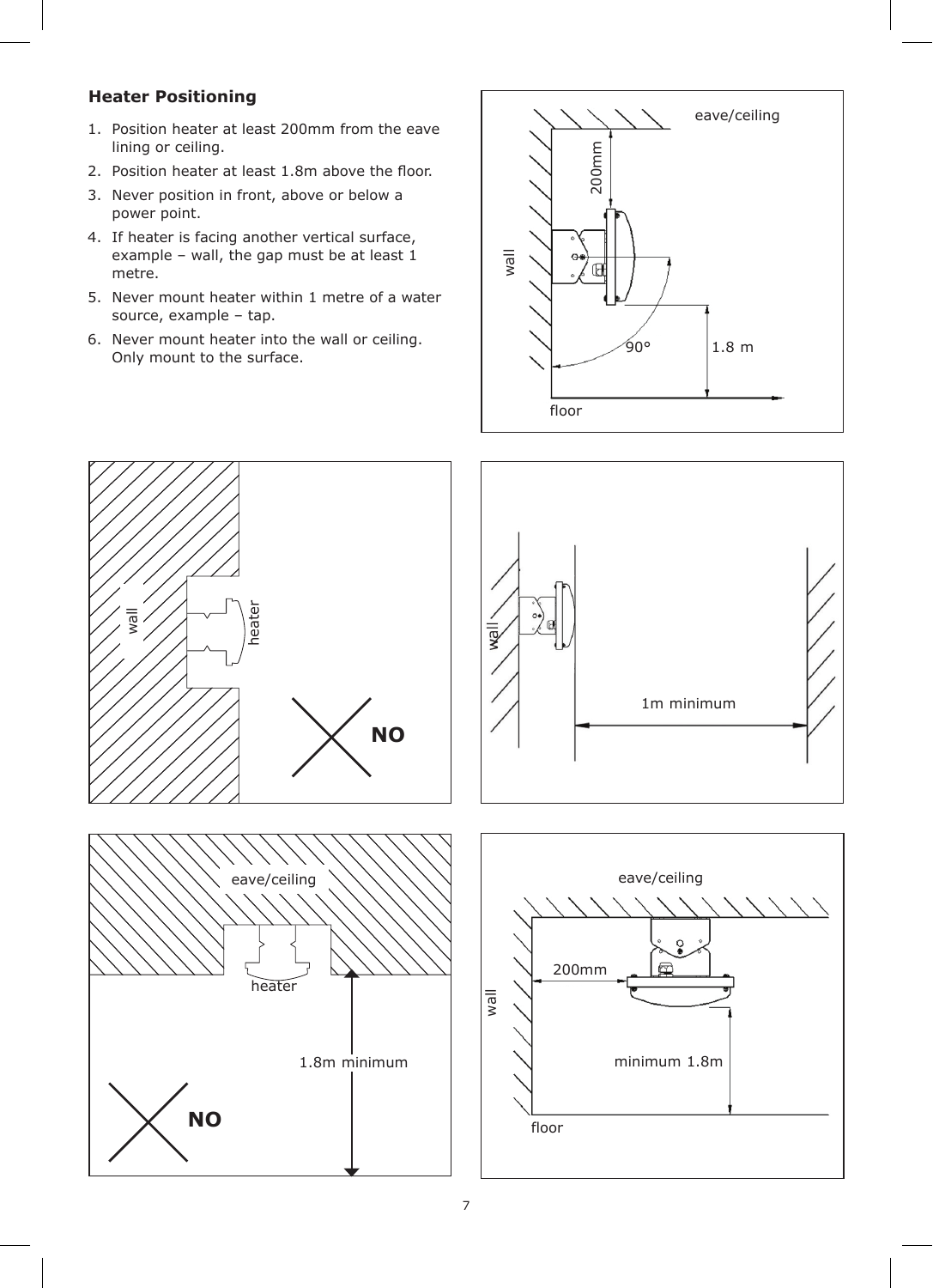## Heater Positioning

1. Position heater at least 200mm from the eave lining or ceiling.
2. Position heater at least 1.8m above the floor.
3. Never position in front, above or below a power point.
4. If heater is facing another vertical surface, example – wall, the gap must be at least 1 metre.
5. Never mount heater within 1 metre of a water source, example – tap.
6. Never mount heater into the wall or ceiling. Only mount to the surface.

eave/ceiling

200mm

wall

90°

1.8 m

floor

wall

heater

NO

wall

1m minimum

eave/ceiling

heater

1.8m minimum

NO

eave/ceiling

200mm

wall

minimum 1.8m

floor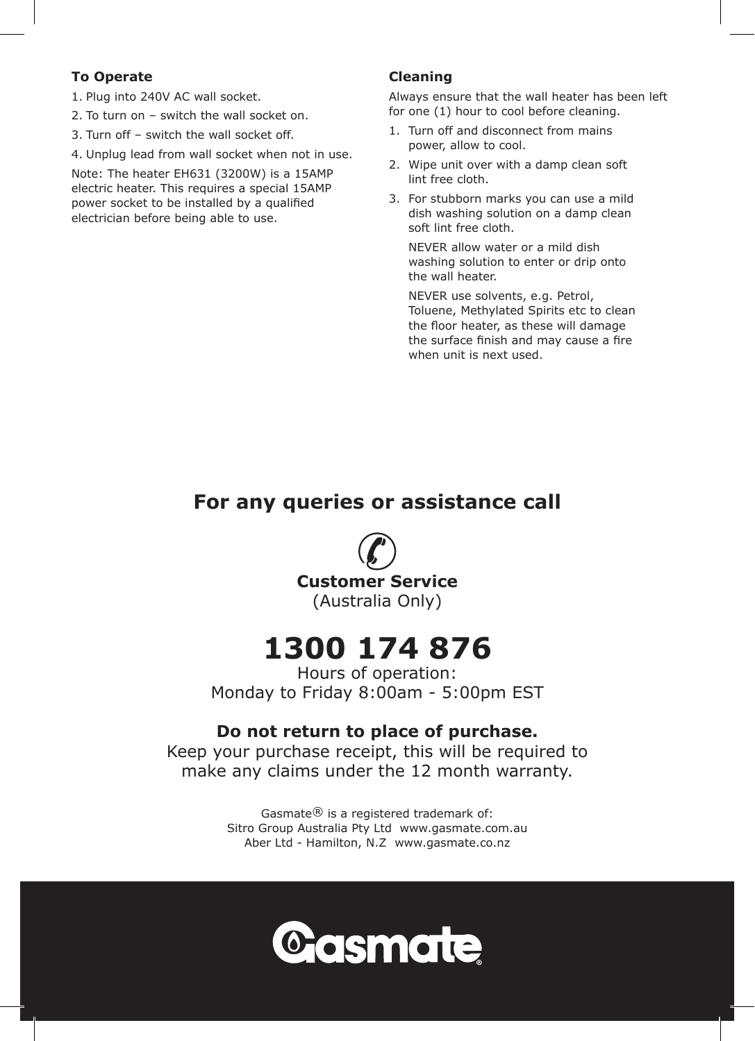## To Operate

1. Plug into 240V AC wall socket.
2. To turn on – switch the wall socket on.
3. Turn off – switch the wall socket off.
4. Unplug lead from wall socket when not in use.

Note: The heater EH631 (3200W) is a 15AMP electric heater. This requires a special 15AMP power socket to be installed by a qualified electrician before being able to use.

## Cleaning

Always ensure that the wall heater has been left for one (1) hour to cool before cleaning.

1. Turn off and disconnect from mains power, allow to cool.
2. Wipe unit over with a damp clean soft lint free cloth.
3. For stubborn marks you can use a mild dish washing solution on a damp clean soft lint free cloth.

   NEVER allow water or a mild dish washing solution to enter or drip onto the wall heater.

   NEVER use solvents, e.g. Petrol, Toluene, Methylated Spirits etc to clean the floor heater, as these will damage the surface finish and may cause a fire when unit is next used.

## For any queries or assistance call

**Customer Service**
(Australia Only)

# 1300 174 876

Hours of operation:
Monday to Friday 8:00am - 5:00pm EST

**Do not return to place of purchase.**
Keep your purchase receipt, this will be required to make any claims under the 12 month warranty.

Gasmate® is a registered trademark of:
Sitro Group Australia Pty Ltd www.gasmate.com.au
Aber Ltd - Hamilton, N.Z www.gasmate.co.nz

Gasmate®